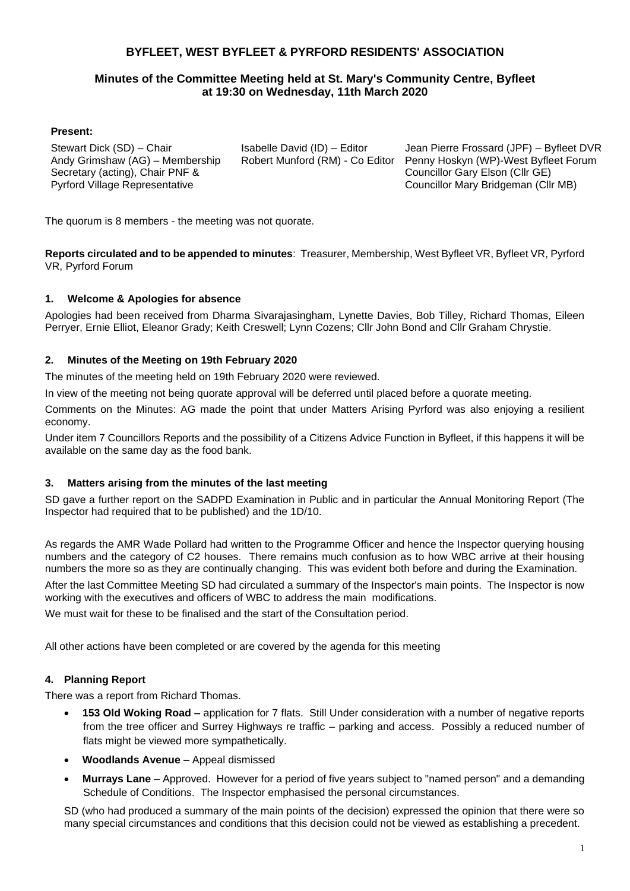# BYFLEET, WEST BYFLEET & PYRFORD RESIDENTS' ASSOCIATION

## Minutes of the Committee Meeting held at St. Mary's Community Centre, Byfleet at 19:30 on Wednesday, 11th March 2020

**Present:**

Stewart Dick (SD) – Chair
Andy Grimshaw (AG) – Membership Secretary (acting), Chair PNF & Pyrford Village Representative
Isabelle David (ID) – Editor
Robert Munford (RM) - Co Editor
Jean Pierre Frossard (JPF) – Byfleet DVR
Penny Hoskyn (WP)-West Byfleet Forum
Councillor Gary Elson (Cllr GE)
Councillor Mary Bridgeman (Cllr MB)

The quorum is 8 members - the meeting was not quorate.

**Reports circulated and to be appended to minutes**: Treasurer, Membership, West Byfleet VR, Byfleet VR, Pyrford VR, Pyrford Forum

### 1. Welcome & Apologies for absence

Apologies had been received from Dharma Sivarajasingham, Lynette Davies, Bob Tilley, Richard Thomas, Eileen Perryer, Ernie Elliot, Eleanor Grady; Keith Creswell; Lynn Cozens; Cllr John Bond and Cllr Graham Chrystie.

### 2. Minutes of the Meeting on 19th February 2020

The minutes of the meeting held on 19th February 2020 were reviewed.

In view of the meeting not being quorate approval will be deferred until placed before a quorate meeting.

Comments on the Minutes: AG made the point that under Matters Arising Pyrford was also enjoying a resilient economy.

Under item 7 Councillors Reports and the possibility of a Citizens Advice Function in Byfleet, if this happens it will be available on the same day as the food bank.

### 3. Matters arising from the minutes of the last meeting

SD gave a further report on the SADPD Examination in Public and in particular the Annual Monitoring Report (The Inspector had required that to be published) and the 1D/10.

As regards the AMR Wade Pollard had written to the Programme Officer and hence the Inspector querying housing numbers and the category of C2 houses. There remains much confusion as to how WBC arrive at their housing numbers the more so as they are continually changing. This was evident both before and during the Examination.

After the last Committee Meeting SD had circulated a summary of the Inspector's main points. The Inspector is now working with the executives and officers of WBC to address the main modifications.

We must wait for these to be finalised and the start of the Consultation period.

All other actions have been completed or are covered by the agenda for this meeting

### 4. Planning Report

There was a report from Richard Thomas.

- **153 Old Woking Road –** application for 7 flats. Still Under consideration with a number of negative reports from the tree officer and Surrey Highways re traffic – parking and access. Possibly a reduced number of flats might be viewed more sympathetically.
- **Woodlands Avenue** – Appeal dismissed
- **Murrays Lane** – Approved. However for a period of five years subject to "named person" and a demanding Schedule of Conditions. The Inspector emphasised the personal circumstances.

SD (who had produced a summary of the main points of the decision) expressed the opinion that there were so many special circumstances and conditions that this decision could not be viewed as establishing a precedent.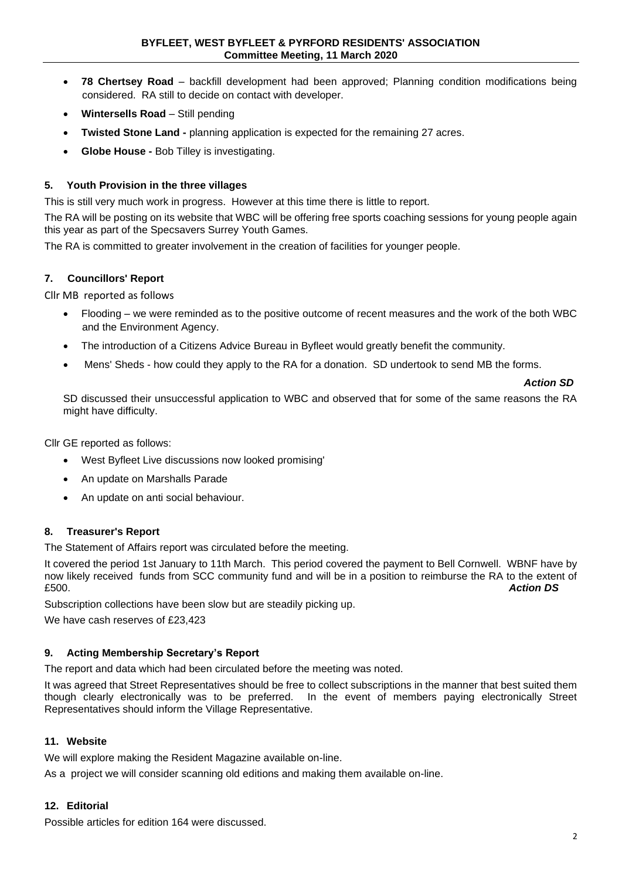- **78 Chertsey Road** – backfill development had been approved; Planning condition modifications being considered. RA still to decide on contact with developer.
- **Wintersells Road** – Still pending
- **Twisted Stone Land -** planning application is expected for the remaining 27 acres.
- **Globe House -** Bob Tilley is investigating.

## 5. Youth Provision in the three villages

This is still very much work in progress. However at this time there is little to report.

The RA will be posting on its website that WBC will be offering free sports coaching sessions for young people again this year as part of the Specsavers Surrey Youth Games.

The RA is committed to greater involvement in the creation of facilities for younger people.

## 7. Councillors' Report

Cllr MB reported as follows

- Flooding – we were reminded as to the positive outcome of recent measures and the work of the both WBC and the Environment Agency.
- The introduction of a Citizens Advice Bureau in Byfleet would greatly benefit the community.
- Mens' Sheds - how could they apply to the RA for a donation. SD undertook to send MB the forms.

***Action SD***

SD discussed their unsuccessful application to WBC and observed that for some of the same reasons the RA might have difficulty.

Cllr GE reported as follows:

- West Byfleet Live discussions now looked promising'
- An update on Marshalls Parade
- An update on anti social behaviour.

## 8. Treasurer's Report

The Statement of Affairs report was circulated before the meeting.

It covered the period 1st January to 11th March. This period covered the payment to Bell Cornwell. WBNF have by now likely received funds from SCC community fund and will be in a position to reimburse the RA to the extent of £500. ***Action DS***

Subscription collections have been slow but are steadily picking up.

We have cash reserves of £23,423

## 9. Acting Membership Secretary's Report

The report and data which had been circulated before the meeting was noted.

It was agreed that Street Representatives should be free to collect subscriptions in the manner that best suited them though clearly electronically was to be preferred. In the event of members paying electronically Street Representatives should inform the Village Representative.

## 11. Website

We will explore making the Resident Magazine available on-line.

As a project we will consider scanning old editions and making them available on-line.

## 12. Editorial

Possible articles for edition 164 were discussed.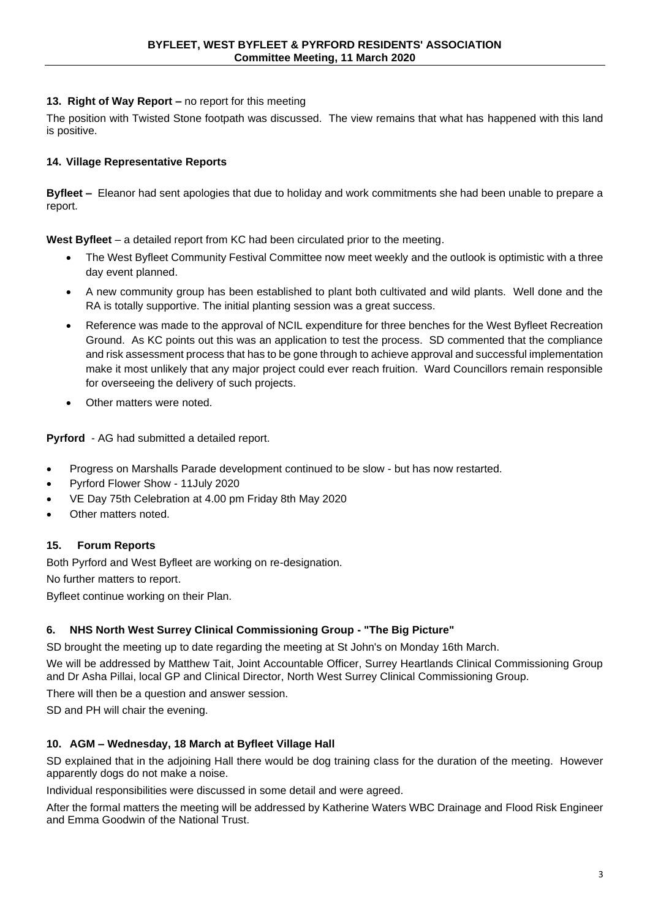### 13. Right of Way Report – no report for this meeting

The position with Twisted Stone footpath was discussed. The view remains that what has happened with this land is positive.

### 14. Village Representative Reports

**Byfleet –** Eleanor had sent apologies that due to holiday and work commitments she had been unable to prepare a report.

**West Byfleet** – a detailed report from KC had been circulated prior to the meeting.

- The West Byfleet Community Festival Committee now meet weekly and the outlook is optimistic with a three day event planned.
- A new community group has been established to plant both cultivated and wild plants. Well done and the RA is totally supportive. The initial planting session was a great success.
- Reference was made to the approval of NCIL expenditure for three benches for the West Byfleet Recreation Ground. As KC points out this was an application to test the process. SD commented that the compliance and risk assessment process that has to be gone through to achieve approval and successful implementation make it most unlikely that any major project could ever reach fruition. Ward Councillors remain responsible for overseeing the delivery of such projects.
- Other matters were noted.

**Pyrford** - AG had submitted a detailed report.

- Progress on Marshalls Parade development continued to be slow - but has now restarted.
- Pyrford Flower Show - 11July 2020
- VE Day 75th Celebration at 4.00 pm Friday 8th May 2020
- Other matters noted.

### 15. Forum Reports

Both Pyrford and West Byfleet are working on re-designation.

No further matters to report.

Byfleet continue working on their Plan.

### 6. NHS North West Surrey Clinical Commissioning Group - "The Big Picture"

SD brought the meeting up to date regarding the meeting at St John's on Monday 16th March.

We will be addressed by Matthew Tait, Joint Accountable Officer, Surrey Heartlands Clinical Commissioning Group and Dr Asha Pillai, local GP and Clinical Director, North West Surrey Clinical Commissioning Group.

There will then be a question and answer session.

SD and PH will chair the evening.

### 10. AGM – Wednesday, 18 March at Byfleet Village Hall

SD explained that in the adjoining Hall there would be dog training class for the duration of the meeting. However apparently dogs do not make a noise.

Individual responsibilities were discussed in some detail and were agreed.

After the formal matters the meeting will be addressed by Katherine Waters WBC Drainage and Flood Risk Engineer and Emma Goodwin of the National Trust.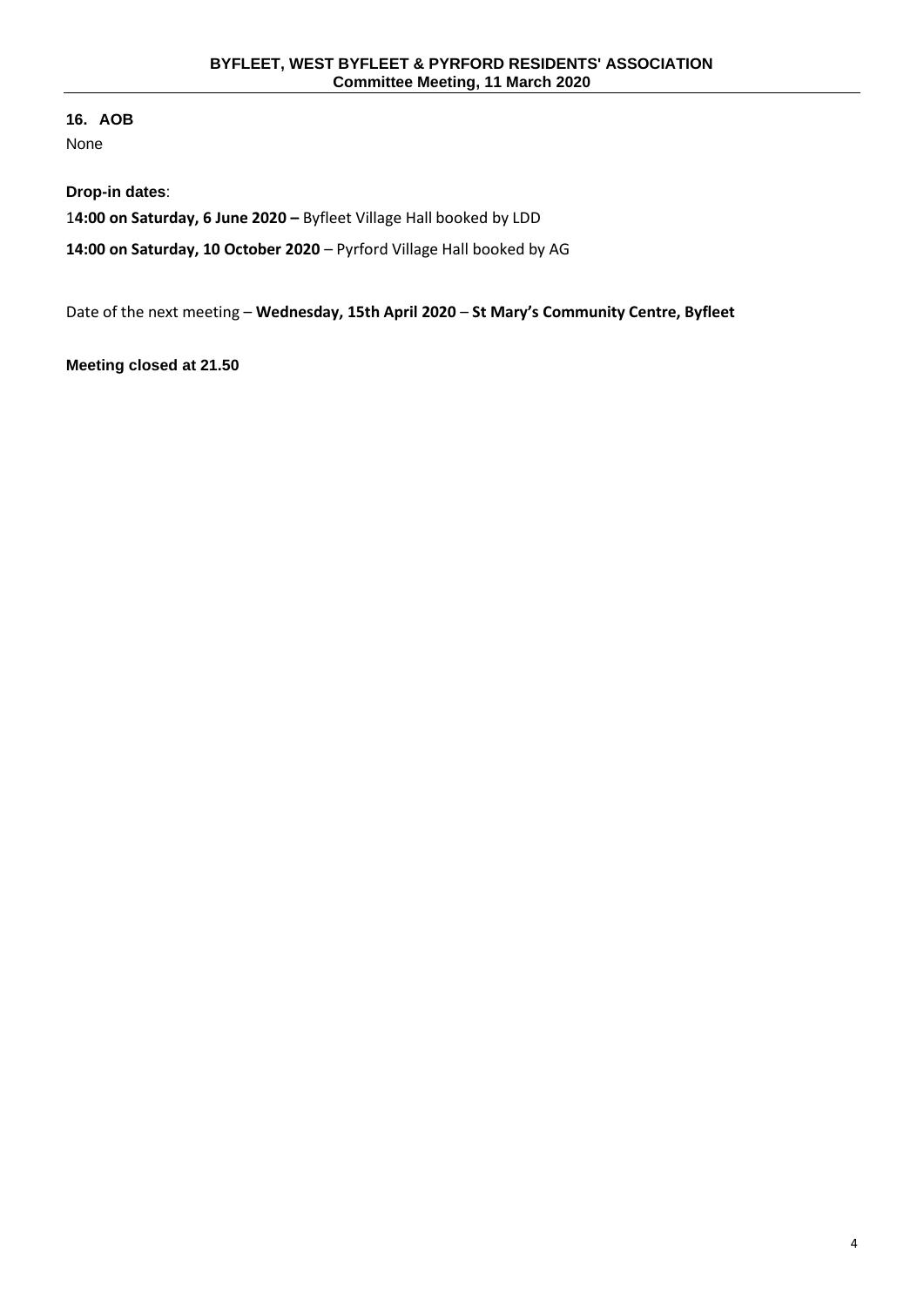## 16. AOB

None

**Drop-in dates**:

1**4:00 on Saturday, 6 June 2020 –** Byfleet Village Hall booked by LDD

**14:00 on Saturday, 10 October 2020** – Pyrford Village Hall booked by AG

Date of the next meeting – **Wednesday, 15th April 2020** – **St Mary's Community Centre, Byfleet**

**Meeting closed at 21.50**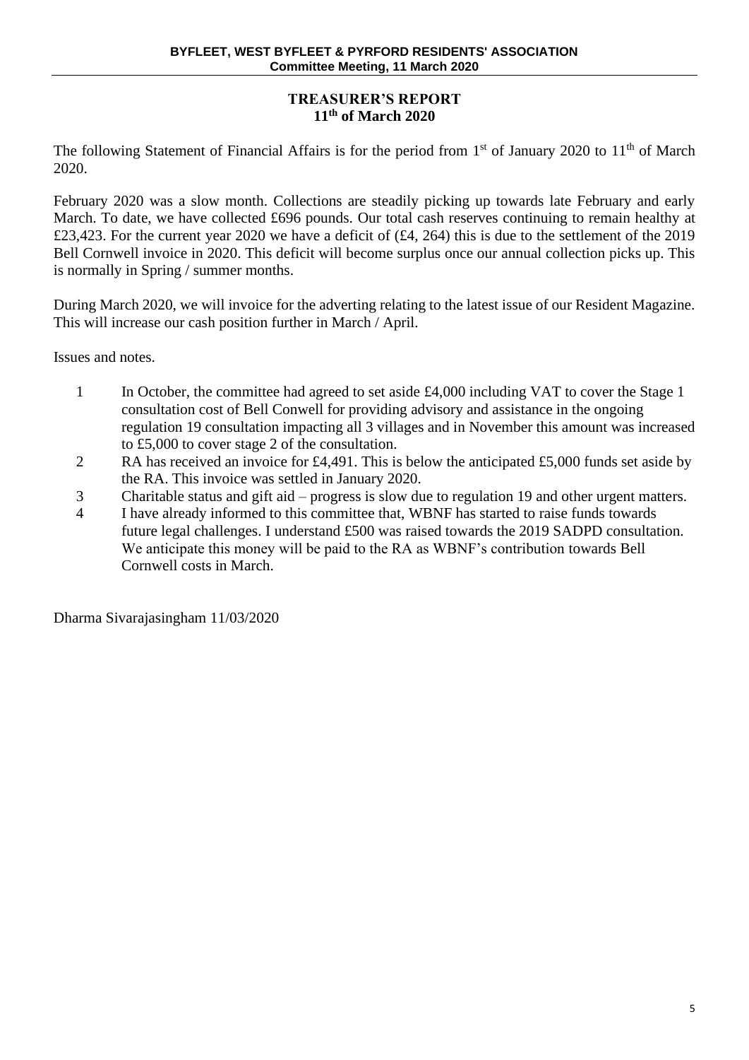## TREASURER'S REPORT
## 11th of March 2020

The following Statement of Financial Affairs is for the period from 1st of January 2020 to 11th of March 2020.

February 2020 was a slow month. Collections are steadily picking up towards late February and early March. To date, we have collected £696 pounds. Our total cash reserves continuing to remain healthy at £23,423. For the current year 2020 we have a deficit of (£4, 264) this is due to the settlement of the 2019 Bell Cornwell invoice in 2020. This deficit will become surplus once our annual collection picks up. This is normally in Spring / summer months.

During March 2020, we will invoice for the adverting relating to the latest issue of our Resident Magazine. This will increase our cash position further in March / April.

Issues and notes.

1. In October, the committee had agreed to set aside £4,000 including VAT to cover the Stage 1 consultation cost of Bell Conwell for providing advisory and assistance in the ongoing regulation 19 consultation impacting all 3 villages and in November this amount was increased to £5,000 to cover stage 2 of the consultation.
2. RA has received an invoice for £4,491. This is below the anticipated £5,000 funds set aside by the RA. This invoice was settled in January 2020.
3. Charitable status and gift aid – progress is slow due to regulation 19 and other urgent matters.
4. I have already informed to this committee that, WBNF has started to raise funds towards future legal challenges. I understand £500 was raised towards the 2019 SADPD consultation. We anticipate this money will be paid to the RA as WBNF's contribution towards Bell Cornwell costs in March.

Dharma Sivarajasingham 11/03/2020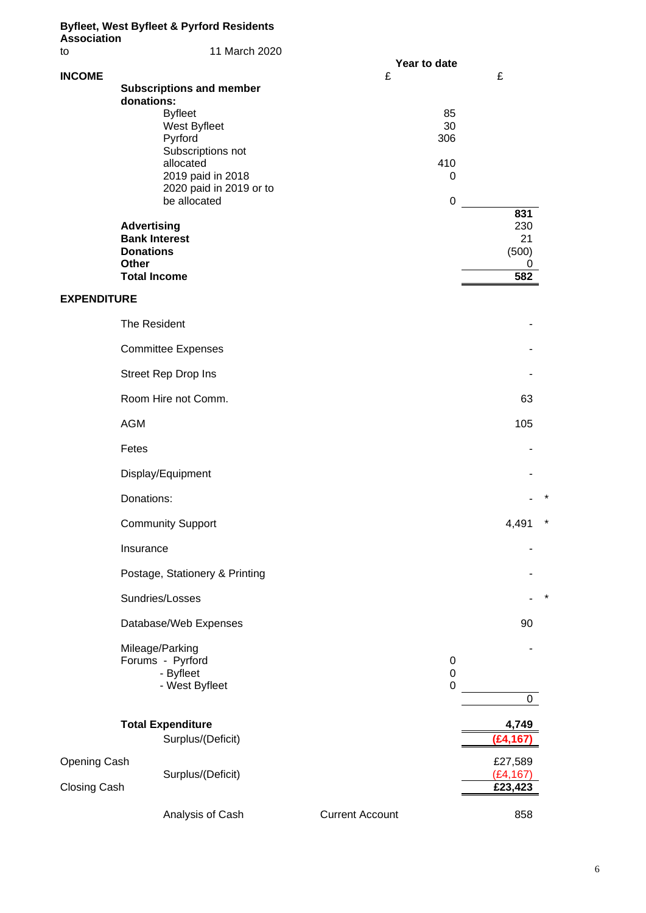**Byfleet, West Byfleet & Pyrford Residents Association**

to 11 March 2020

| | | Year to date | |
|---|---|---|---|
| **INCOME** | | £ | £ |
| | **Subscriptions and member donations:** | | |
| | Byfleet | 85 | |
| | West Byfleet | 30 | |
| | Pyrford | 306 | |
| | Subscriptions not allocated | 410 | |
| | 2019 paid in 2018 | 0 | |
| | 2020 paid in 2019 or to be allocated | 0 | |
| | | | **831** |
| | **Advertising** | | 230 |
| | **Bank Interest** | | 21 |
| | **Donations** | | (500) |
| | **Other** | | 0 |
| | **Total Income** | | **582** |
| **EXPENDITURE** | | | |
| | The Resident | | - |
| | Committee Expenses | | - |
| | Street Rep Drop Ins | | - |
| | Room Hire not Comm. | | 63 |
| | AGM | | 105 |
| | Fetes | | - |
| | Display/Equipment | | - |
| | Donations: | | - * |
| | Community Support | | 4,491 * |
| | Insurance | | - |
| | Postage, Stationery & Printing | | - |
| | Sundries/Losses | | - * |
| | Database/Web Expenses | | 90 |
| | Mileage/Parking | | - |
| | Forums - Pyrford | 0 | |
| | - Byfleet | 0 | |
| | - West Byfleet | 0 | |
| | | | 0 |
| | **Total Expenditure** | | **4,749** |
| | Surplus/(Deficit) | | **(£4,167)** |
| Opening Cash | | | £27,589 |
| | Surplus/(Deficit) | | (£4,167) |
| Closing Cash | | | **£23,423** |
| | Analysis of Cash | Current Account | 858 |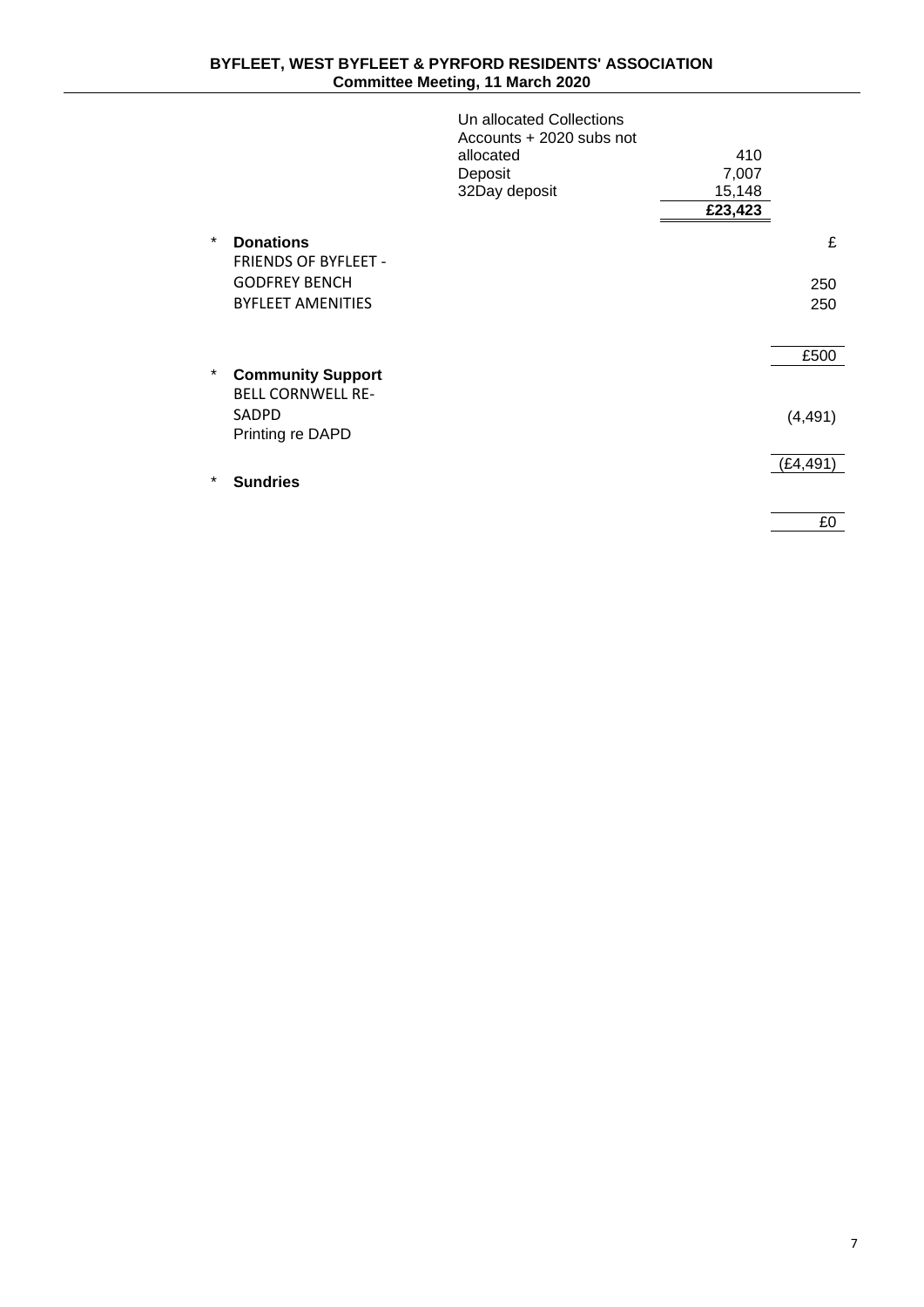| | Amount |
|---|---|
| Un allocated Collections Accounts + 2020 subs not allocated | 410 |
| Deposit | 7,007 |
| 32Day deposit | 15,148 |
| | **£23,423** |

| | £ |
|---|---|
| * **Donations** | |
| FRIENDS OF BYFLEET - GODFREY BENCH | 250 |
| BYFLEET AMENITIES | 250 |
| | £500 |
| * **Community Support** | |
| BELL CORNWELL RE-SADPD | (4,491) |
| Printing re DAPD | |
| | (£4,491) |
| * **Sundries** | |
| | £0 |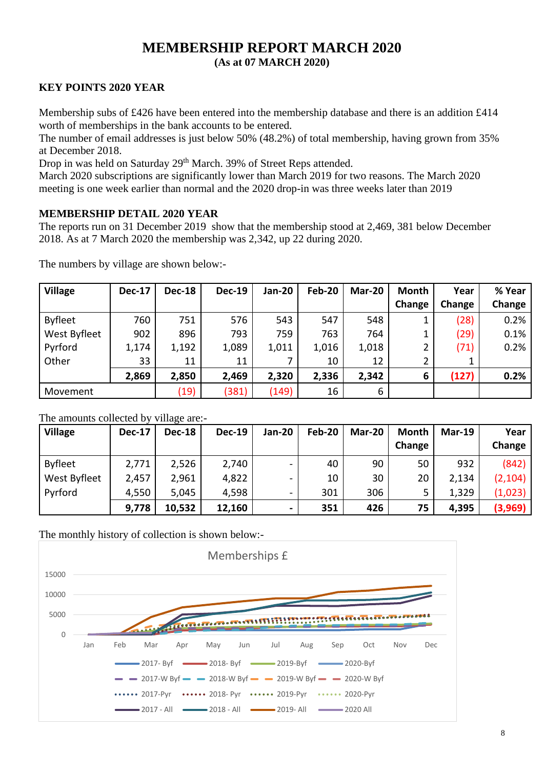# MEMBERSHIP REPORT MARCH 2020

**(As at 07 MARCH 2020)**

## KEY POINTS 2020 YEAR

Membership subs of £426 have been entered into the membership database and there is an addition £414 worth of memberships in the bank accounts to be entered.

The number of email addresses is just below 50% (48.2%) of total membership, having grown from 35% at December 2018.

Drop in was held on Saturday 29th March. 39% of Street Reps attended.

March 2020 subscriptions are significantly lower than March 2019 for two reasons. The March 2020 meeting is one week earlier than normal and the 2020 drop-in was three weeks later than 2019

## MEMBERSHIP DETAIL 2020 YEAR

The reports run on 31 December 2019 show that the membership stood at 2,469, 381 below December 2018. As at 7 March 2020 the membership was 2,342, up 22 during 2020.

The numbers by village are shown below:-

| Village | Dec-17 | Dec-18 | Dec-19 | Jan-20 | Feb-20 | Mar-20 | Month Change | Year Change | % Year Change |
|---|---|---|---|---|---|---|---|---|---|
| Byfleet | 760 | 751 | 576 | 543 | 547 | 548 | 1 | (28) | 0.2% |
| West Byfleet | 902 | 896 | 793 | 759 | 763 | 764 | 1 | (29) | 0.1% |
| Pyrford | 1,174 | 1,192 | 1,089 | 1,011 | 1,016 | 1,018 | 2 | (71) | 0.2% |
| Other | 33 | 11 | 11 | 7 | 10 | 12 | 2 | 1 | |
| | **2,869** | **2,850** | **2,469** | **2,320** | **2,336** | **2,342** | **6** | **(127)** | **0.2%** |
| Movement | | (19) | (381) | (149) | 16 | 6 | | | |

The amounts collected by village are:-

| Village | Dec-17 | Dec-18 | Dec-19 | Jan-20 | Feb-20 | Mar-20 | Month Change | Mar-19 | Year Change |
|---|---|---|---|---|---|---|---|---|---|
| Byfleet | 2,771 | 2,526 | 2,740 | - | 40 | 90 | 50 | 932 | (842) |
| West Byfleet | 2,457 | 2,961 | 4,822 | - | 10 | 30 | 20 | 2,134 | (2,104) |
| Pyrford | 4,550 | 5,045 | 4,598 | - | 301 | 306 | 5 | 1,329 | (1,023) |
| | **9,778** | **10,532** | **12,160** | **-** | **351** | **426** | **75** | **4,395** | **(3,969)** |

The monthly history of collection is shown below:-

Memberships £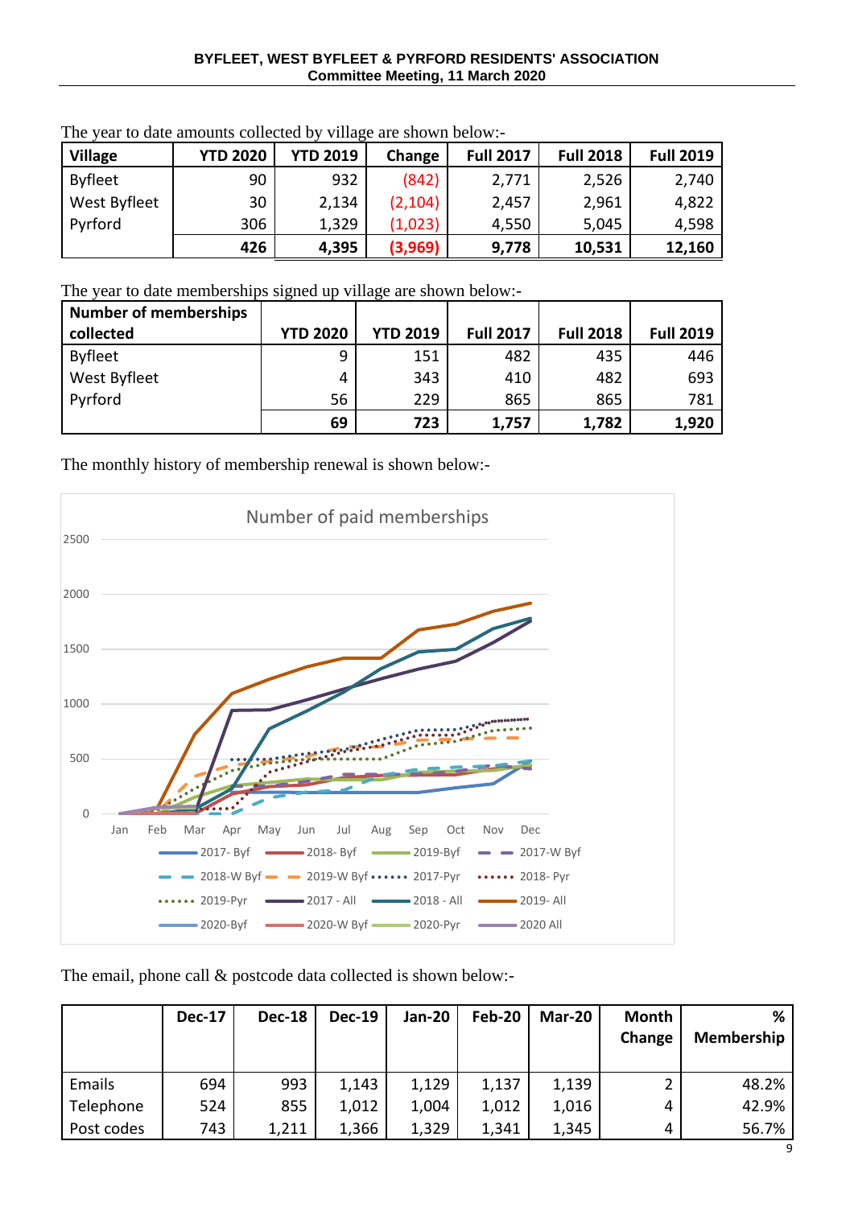The year to date amounts collected by village are shown below:-

| Village | YTD 2020 | YTD 2019 | Change | Full 2017 | Full 2018 | Full 2019 |
|---|---|---|---|---|---|---|
| Byfleet | 90 | 932 | (842) | 2,771 | 2,526 | 2,740 |
| West Byfleet | 30 | 2,134 | (2,104) | 2,457 | 2,961 | 4,822 |
| Pyrford | 306 | 1,329 | (1,023) | 4,550 | 5,045 | 4,598 |
| | **426** | **4,395** | **(3,969)** | **9,778** | **10,531** | **12,160** |

The year to date memberships signed up village are shown below:-

| Number of memberships collected | YTD 2020 | YTD 2019 | Full 2017 | Full 2018 | Full 2019 |
|---|---|---|---|---|---|
| Byfleet | 9 | 151 | 482 | 435 | 446 |
| West Byfleet | 4 | 343 | 410 | 482 | 693 |
| Pyrford | 56 | 229 | 865 | 865 | 781 |
| | **69** | **723** | **1,757** | **1,782** | **1,920** |

The monthly history of membership renewal is shown below:-

The email, phone call & postcode data collected is shown below:-

| | Dec-17 | Dec-18 | Dec-19 | Jan-20 | Feb-20 | Mar-20 | Month Change | % Membership |
|---|---|---|---|---|---|---|---|---|
| Emails | 694 | 993 | 1,143 | 1,129 | 1,137 | 1,139 | 2 | 48.2% |
| Telephone | 524 | 855 | 1,012 | 1,004 | 1,012 | 1,016 | 4 | 42.9% |
| Post codes | 743 | 1,211 | 1,366 | 1,329 | 1,341 | 1,345 | 4 | 56.7% |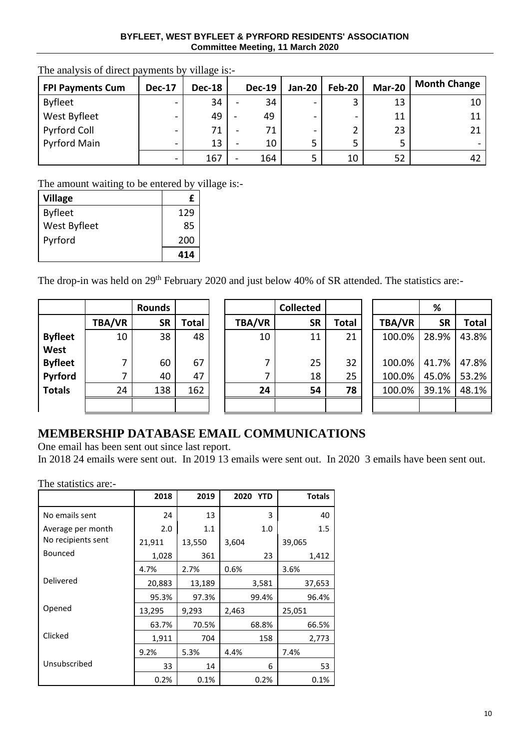The analysis of direct payments by village is:-

| FPI Payments Cum | Dec-17 | Dec-18 | | Dec-19 | Jan-20 | Feb-20 | Mar-20 | Month Change |
|---|---|---|---|---|---|---|---|---|
| Byfleet | - | 34 | - | 34 | - | 3 | 13 | 10 |
| West Byfleet | - | 49 | - | 49 | - | - | 11 | 11 |
| Pyrford Coll | - | 71 | - | 71 | - | 2 | 23 | 21 |
| Pyrford Main | - | 13 | - | 10 | 5 | 5 | 5 | - |
| | - | 167 | - | 164 | 5 | 10 | 52 | 42 |

The amount waiting to be entered by village is:-

| Village | £ |
|---|---|
| Byfleet | 129 |
| West Byfleet | 85 |
| Pyrford | 200 |
| | **414** |

The drop-in was held on 29th February 2020 and just below 40% of SR attended. The statistics are:-

| | | Rounds | | | Collected | | | % | |
|---|---|---|---|---|---|---|---|---|---|
| | TBA/VR | SR | Total | TBA/VR | SR | Total | TBA/VR | SR | Total |
| **Byfleet** | 10 | 38 | 48 | 10 | 11 | 21 | 100.0% | 28.9% | 43.8% |
| **West Byfleet** | 7 | 60 | 67 | 7 | 25 | 32 | 100.0% | 41.7% | 47.8% |
| **Pyrford** | 7 | 40 | 47 | 7 | 18 | 25 | 100.0% | 45.0% | 53.2% |
| **Totals** | 24 | 138 | 162 | **24** | **54** | **78** | 100.0% | 39.1% | 48.1% |

## MEMBERSHIP DATABASE EMAIL COMMUNICATIONS

One email has been sent out since last report.

In 2018 24 emails were sent out. In 2019 13 emails were sent out. In 2020 3 emails have been sent out.

The statistics are:-

| | 2018 | 2019 | 2020 YTD | Totals |
|---|---|---|---|---|
| No emails sent | 24 | 13 | 3 | 40 |
| Average per month | 2.0 | 1.1 | 1.0 | 1.5 |
| No recipients sent | 21,911 | 13,550 | 3,604 | 39,065 |
| Bounced | 1,028 | 361 | 23 | 1,412 |
| | 4.7% | 2.7% | 0.6% | 3.6% |
| Delivered | 20,883 | 13,189 | 3,581 | 37,653 |
| | 95.3% | 97.3% | 99.4% | 96.4% |
| Opened | 13,295 | 9,293 | 2,463 | 25,051 |
| | 63.7% | 70.5% | 68.8% | 66.5% |
| Clicked | 1,911 | 704 | 158 | 2,773 |
| | 9.2% | 5.3% | 4.4% | 7.4% |
| Unsubscribed | 33 | 14 | 6 | 53 |
| | 0.2% | 0.1% | 0.2% | 0.1% |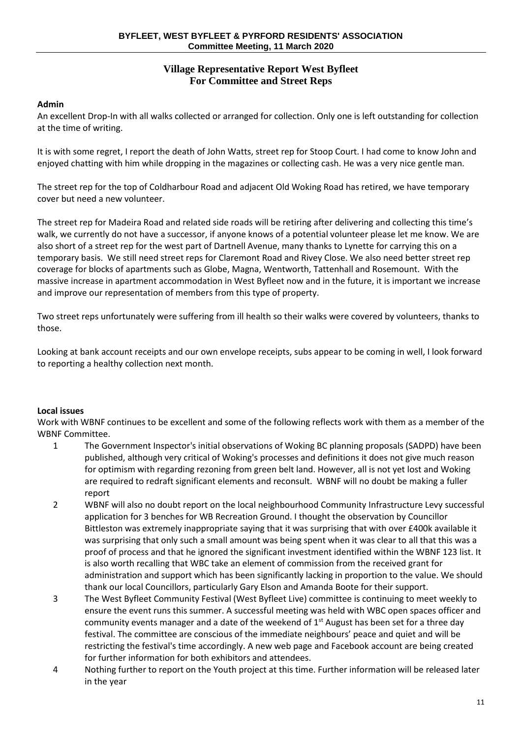## Village Representative Report West Byfleet
## For Committee and Street Reps

**Admin**

An excellent Drop-In with all walks collected or arranged for collection. Only one is left outstanding for collection at the time of writing.

It is with some regret, I report the death of John Watts, street rep for Stoop Court. I had come to know John and enjoyed chatting with him while dropping in the magazines or collecting cash. He was a very nice gentle man.

The street rep for the top of Coldharbour Road and adjacent Old Woking Road has retired, we have temporary cover but need a new volunteer.

The street rep for Madeira Road and related side roads will be retiring after delivering and collecting this time's walk, we currently do not have a successor, if anyone knows of a potential volunteer please let me know. We are also short of a street rep for the west part of Dartnell Avenue, many thanks to Lynette for carrying this on a temporary basis. We still need street reps for Claremont Road and Rivey Close. We also need better street rep coverage for blocks of apartments such as Globe, Magna, Wentworth, Tattenhall and Rosemount. With the massive increase in apartment accommodation in West Byfleet now and in the future, it is important we increase and improve our representation of members from this type of property.

Two street reps unfortunately were suffering from ill health so their walks were covered by volunteers, thanks to those.

Looking at bank account receipts and our own envelope receipts, subs appear to be coming in well, I look forward to reporting a healthy collection next month.

**Local issues**

Work with WBNF continues to be excellent and some of the following reflects work with them as a member of the WBNF Committee.

1. The Government Inspector's initial observations of Woking BC planning proposals (SADPD) have been published, although very critical of Woking's processes and definitions it does not give much reason for optimism with regarding rezoning from green belt land. However, all is not yet lost and Woking are required to redraft significant elements and reconsult. WBNF will no doubt be making a fuller report
2. WBNF will also no doubt report on the local neighbourhood Community Infrastructure Levy successful application for 3 benches for WB Recreation Ground. I thought the observation by Councillor Bittleston was extremely inappropriate saying that it was surprising that with over £400k available it was surprising that only such a small amount was being spent when it was clear to all that this was a proof of process and that he ignored the significant investment identified within the WBNF 123 list. It is also worth recalling that WBC take an element of commission from the received grant for administration and support which has been significantly lacking in proportion to the value. We should thank our local Councillors, particularly Gary Elson and Amanda Boote for their support.
3. The West Byfleet Community Festival (West Byfleet Live) committee is continuing to meet weekly to ensure the event runs this summer. A successful meeting was held with WBC open spaces officer and community events manager and a date of the weekend of 1st August has been set for a three day festival. The committee are conscious of the immediate neighbours' peace and quiet and will be restricting the festival's time accordingly. A new web page and Facebook account are being created for further information for both exhibitors and attendees.
4. Nothing further to report on the Youth project at this time. Further information will be released later in the year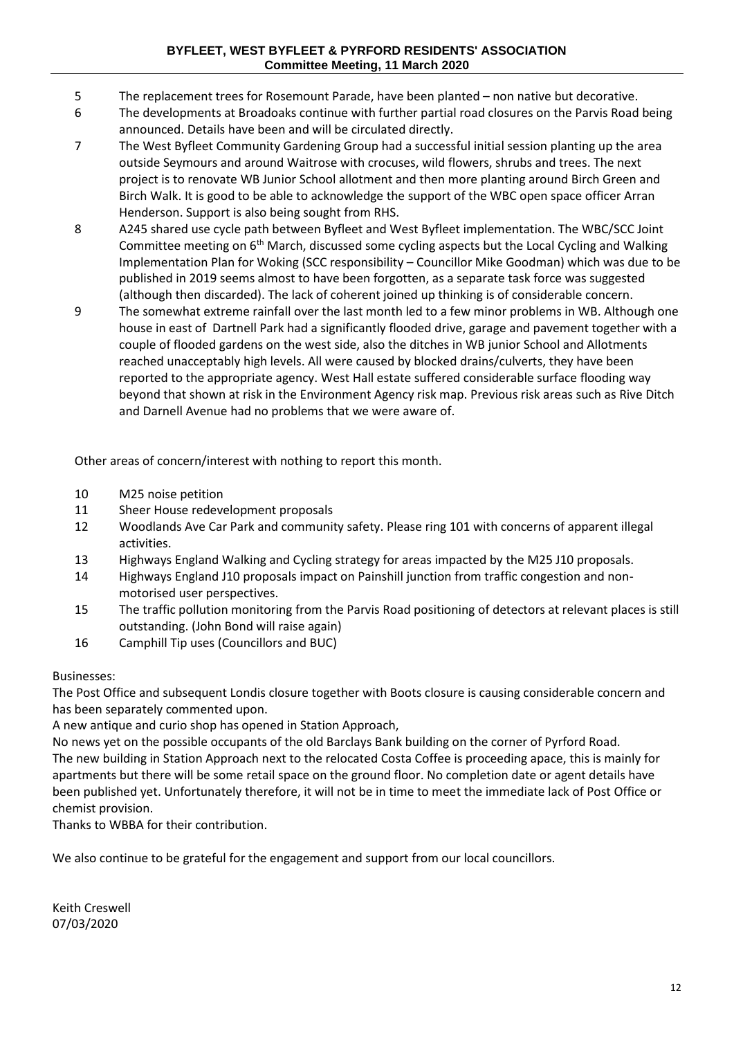5 The replacement trees for Rosemount Parade, have been planted – non native but decorative.

6 The developments at Broadoaks continue with further partial road closures on the Parvis Road being announced. Details have been and will be circulated directly.

7 The West Byfleet Community Gardening Group had a successful initial session planting up the area outside Seymours and around Waitrose with crocuses, wild flowers, shrubs and trees. The next project is to renovate WB Junior School allotment and then more planting around Birch Green and Birch Walk. It is good to be able to acknowledge the support of the WBC open space officer Arran Henderson. Support is also being sought from RHS.

8 A245 shared use cycle path between Byfleet and West Byfleet implementation. The WBC/SCC Joint Committee meeting on 6th March, discussed some cycling aspects but the Local Cycling and Walking Implementation Plan for Woking (SCC responsibility – Councillor Mike Goodman) which was due to be published in 2019 seems almost to have been forgotten, as a separate task force was suggested (although then discarded). The lack of coherent joined up thinking is of considerable concern.

9 The somewhat extreme rainfall over the last month led to a few minor problems in WB. Although one house in east of Dartnell Park had a significantly flooded drive, garage and pavement together with a couple of flooded gardens on the west side, also the ditches in WB junior School and Allotments reached unacceptably high levels. All were caused by blocked drains/culverts, they have been reported to the appropriate agency. West Hall estate suffered considerable surface flooding way beyond that shown at risk in the Environment Agency risk map. Previous risk areas such as Rive Ditch and Darnell Avenue had no problems that we were aware of.

Other areas of concern/interest with nothing to report this month.

10 M25 noise petition

11 Sheer House redevelopment proposals

12 Woodlands Ave Car Park and community safety. Please ring 101 with concerns of apparent illegal activities.

13 Highways England Walking and Cycling strategy for areas impacted by the M25 J10 proposals.

14 Highways England J10 proposals impact on Painshill junction from traffic congestion and non-motorised user perspectives.

15 The traffic pollution monitoring from the Parvis Road positioning of detectors at relevant places is still outstanding. (John Bond will raise again)

16 Camphill Tip uses (Councillors and BUC)

Businesses:

The Post Office and subsequent Londis closure together with Boots closure is causing considerable concern and has been separately commented upon.

A new antique and curio shop has opened in Station Approach,

No news yet on the possible occupants of the old Barclays Bank building on the corner of Pyrford Road.

The new building in Station Approach next to the relocated Costa Coffee is proceeding apace, this is mainly for apartments but there will be some retail space on the ground floor. No completion date or agent details have been published yet. Unfortunately therefore, it will not be in time to meet the immediate lack of Post Office or chemist provision.

Thanks to WBBA for their contribution.

We also continue to be grateful for the engagement and support from our local councillors.

Keith Creswell
07/03/2020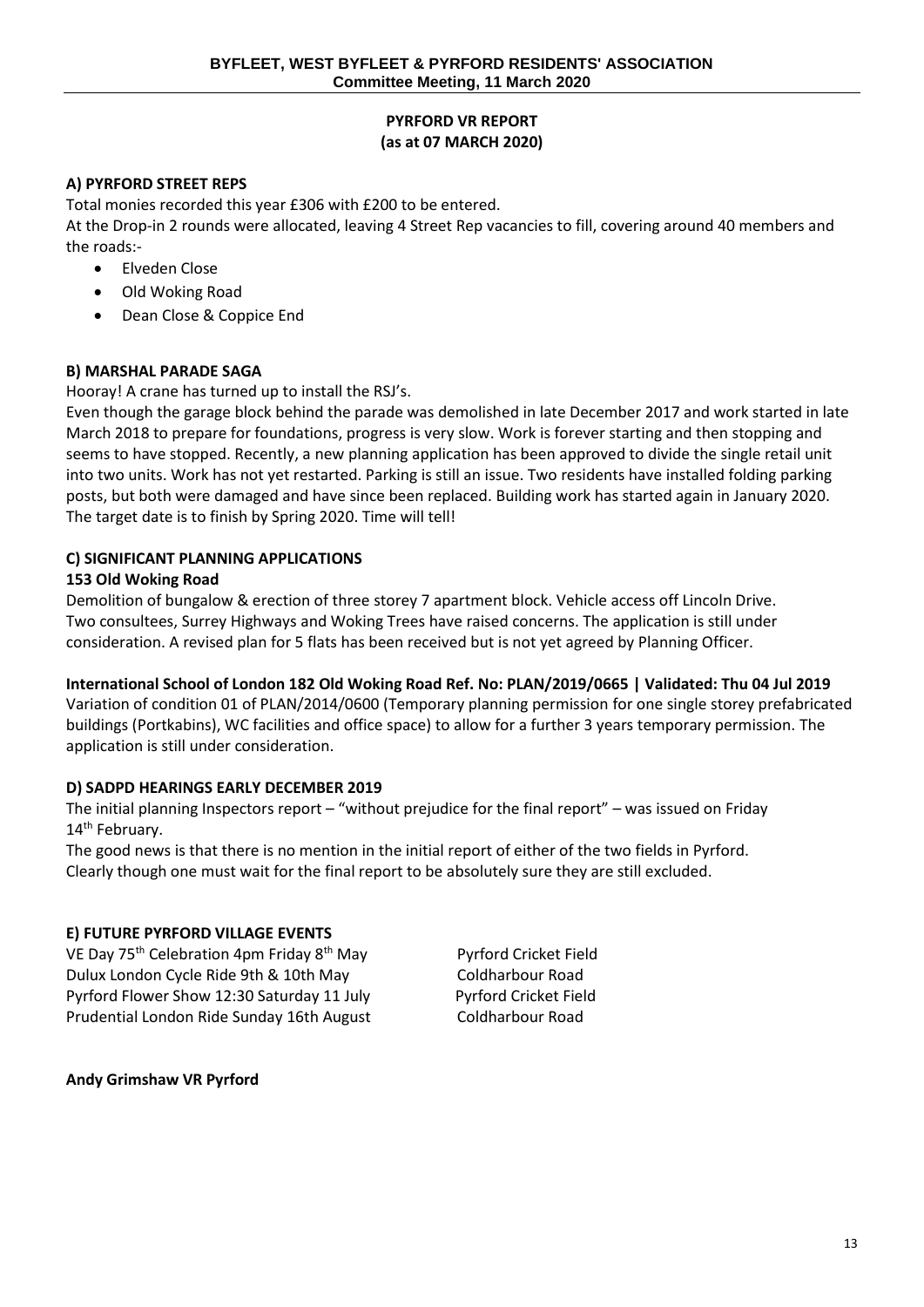## PYRFORD VR REPORT
## (as at 07 MARCH 2020)

### A) PYRFORD STREET REPS

Total monies recorded this year £306 with £200 to be entered.

At the Drop-in 2 rounds were allocated, leaving 4 Street Rep vacancies to fill, covering around 40 members and the roads:-

- Elveden Close
- Old Woking Road
- Dean Close & Coppice End

### B) MARSHAL PARADE SAGA

Hooray! A crane has turned up to install the RSJ's.

Even though the garage block behind the parade was demolished in late December 2017 and work started in late March 2018 to prepare for foundations, progress is very slow. Work is forever starting and then stopping and seems to have stopped. Recently, a new planning application has been approved to divide the single retail unit into two units. Work has not yet restarted. Parking is still an issue. Two residents have installed folding parking posts, but both were damaged and have since been replaced. Building work has started again in January 2020. The target date is to finish by Spring 2020. Time will tell!

### C) SIGNIFICANT PLANNING APPLICATIONS

**153 Old Woking Road**

Demolition of bungalow & erection of three storey 7 apartment block. Vehicle access off Lincoln Drive. Two consultees, Surrey Highways and Woking Trees have raised concerns. The application is still under consideration. A revised plan for 5 flats has been received but is not yet agreed by Planning Officer.

**International School of London 182 Old Woking Road Ref. No: PLAN/2019/0665 | Validated: Thu 04 Jul 2019**

Variation of condition 01 of PLAN/2014/0600 (Temporary planning permission for one single storey prefabricated buildings (Portkabins), WC facilities and office space) to allow for a further 3 years temporary permission. The application is still under consideration.

### D) SADPD HEARINGS EARLY DECEMBER 2019

The initial planning Inspectors report – "without prejudice for the final report" – was issued on Friday 14th February.

The good news is that there is no mention in the initial report of either of the two fields in Pyrford. Clearly though one must wait for the final report to be absolutely sure they are still excluded.

### E) FUTURE PYRFORD VILLAGE EVENTS

| | |
|---|---|
| VE Day 75th Celebration 4pm Friday 8th May | Pyrford Cricket Field |
| Dulux London Cycle Ride 9th & 10th May | Coldharbour Road |
| Pyrford Flower Show 12:30 Saturday 11 July | Pyrford Cricket Field |
| Prudential London Ride Sunday 16th August | Coldharbour Road |

**Andy Grimshaw VR Pyrford**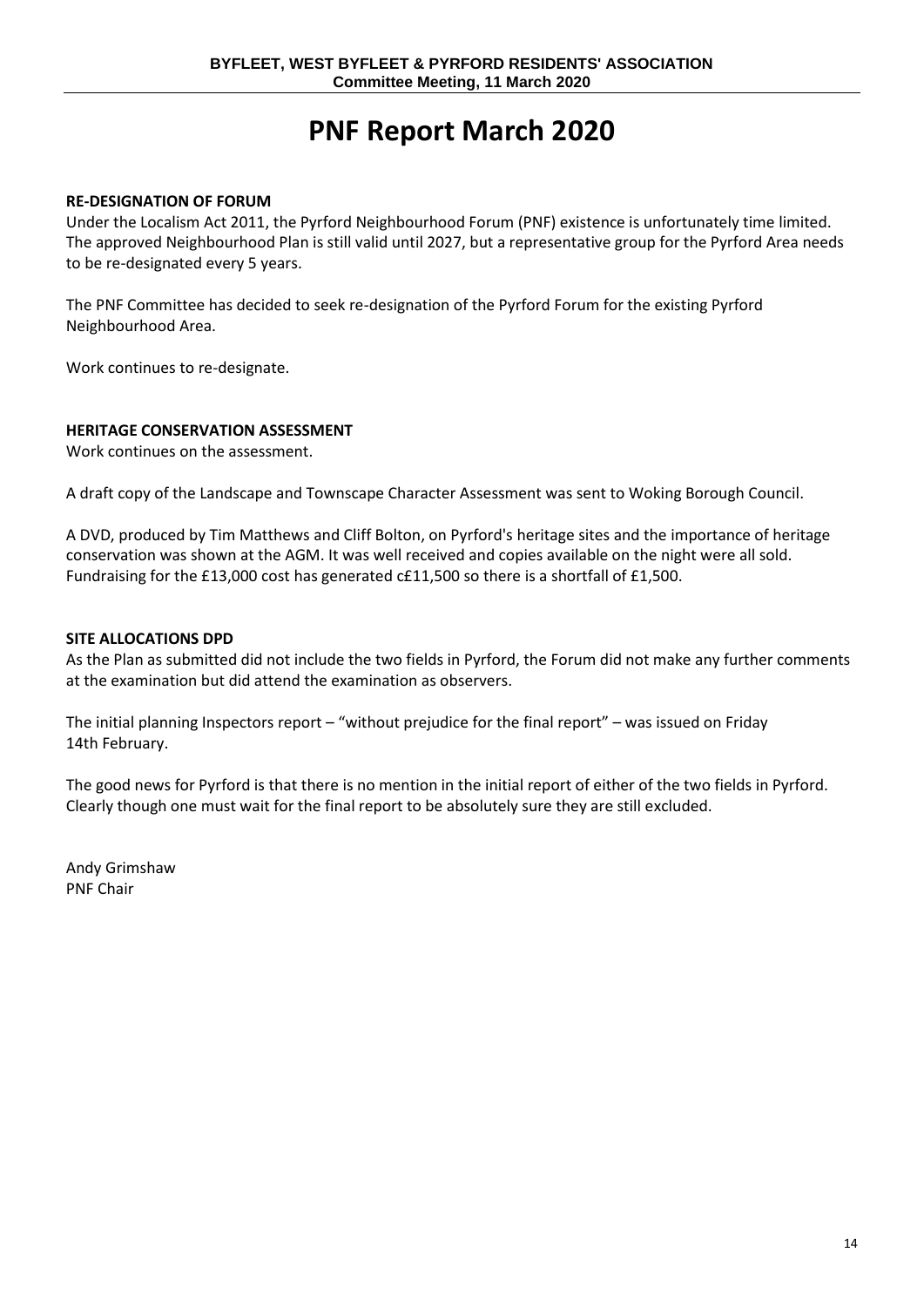# PNF Report March 2020

**RE-DESIGNATION OF FORUM**

Under the Localism Act 2011, the Pyrford Neighbourhood Forum (PNF) existence is unfortunately time limited. The approved Neighbourhood Plan is still valid until 2027, but a representative group for the Pyrford Area needs to be re-designated every 5 years.

The PNF Committee has decided to seek re-designation of the Pyrford Forum for the existing Pyrford Neighbourhood Area.

Work continues to re-designate.

**HERITAGE CONSERVATION ASSESSMENT**

Work continues on the assessment.

A draft copy of the Landscape and Townscape Character Assessment was sent to Woking Borough Council.

A DVD, produced by Tim Matthews and Cliff Bolton, on Pyrford's heritage sites and the importance of heritage conservation was shown at the AGM. It was well received and copies available on the night were all sold. Fundraising for the £13,000 cost has generated c£11,500 so there is a shortfall of £1,500.

**SITE ALLOCATIONS DPD**

As the Plan as submitted did not include the two fields in Pyrford, the Forum did not make any further comments at the examination but did attend the examination as observers.

The initial planning Inspectors report – "without prejudice for the final report" – was issued on Friday 14th February.

The good news for Pyrford is that there is no mention in the initial report of either of the two fields in Pyrford. Clearly though one must wait for the final report to be absolutely sure they are still excluded.

Andy Grimshaw
PNF Chair